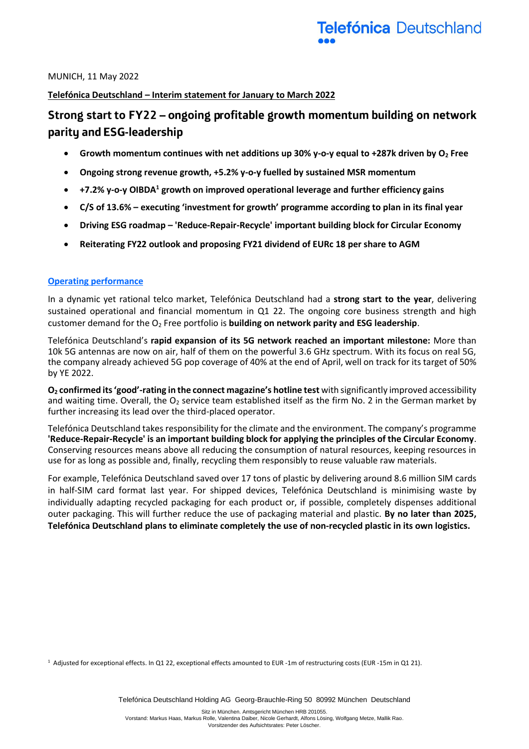MUNICH, 11 May 2022

**Telefónica Deutschland – Interim statement for January to March 2022**

# Strong start to FY22 – ongoing profitable growth momentum building on network parity and ESG-leadership

- **Growth momentum continues with net additions up 30% y-o-y equal to +287k driven by $O_2$ Free**
- **Ongoing strong revenue growth, +5.2% y-o-y fuelled by sustained MSR momentum**
- **+7.2% y-o-y OIBDA[1] growth on improved operational leverage and further efficiency gains**
- **C/S of 13.6% – executing 'investment for growth' programme according to plan in its final year**
- **Driving ESG roadmap – 'Reduce-Repair-Recycle' important building block for Circular Economy**
- **Reiterating FY22 outlook and proposing FY21 dividend of EURc 18 per share to AGM**

## Operating performance

In a dynamic yet rational telco market, Telefónica Deutschland had a **strong start to the year**, delivering sustained operational and financial momentum in Q1 22. The ongoing core business strength and high customer demand for the $O_2$ Free portfolio is **building on network parity and ESG leadership**.

Telefónica Deutschland's **rapid expansion of its 5G network reached an important milestone:** More than 10k 5G antennas are now on air, half of them on the powerful 3.6 GHz spectrum. With its focus on real 5G, the company already achieved 5G pop coverage of 40% at the end of April, well on track for its target of 50% by YE 2022.

**$O_2$ confirmed its 'good'-rating in the connect magazine's hotline test** with significantly improved accessibility and waiting time. Overall, the $O_2$ service team established itself as the firm No. 2 in the German market by further increasing its lead over the third-placed operator.

Telefónica Deutschland takes responsibility for the climate and the environment. The company's programme **'Reduce-Repair-Recycle' is an important building block for applying the principles of the Circular Economy**. Conserving resources means above all reducing the consumption of natural resources, keeping resources in use for as long as possible and, finally, recycling them responsibly to reuse valuable raw materials.

For example, Telefónica Deutschland saved over 17 tons of plastic by delivering around 8.6 million SIM cards in half-SIM card format last year. For shipped devices, Telefónica Deutschland is minimising waste by individually adapting recycled packaging for each product or, if possible, completely dispenses additional outer packaging. This will further reduce the use of packaging material and plastic. **By no later than 2025, Telefónica Deutschland plans to eliminate completely the use of non-recycled plastic in its own logistics.**

[1] Adjusted for exceptional effects. In Q1 22, exceptional effects amounted to EUR -1m of restructuring costs (EUR -15m in Q1 21).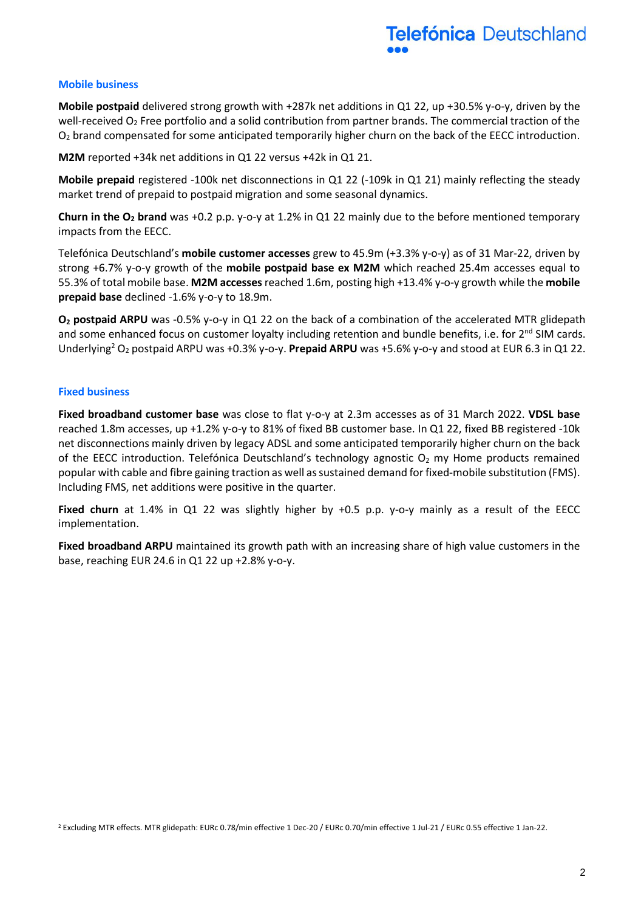## Mobile business

**Mobile postpaid** delivered strong growth with +287k net additions in Q1 22, up +30.5% y-o-y, driven by the well-received $O_2$ Free portfolio and a solid contribution from partner brands. The commercial traction of the $O_2$ brand compensated for some anticipated temporarily higher churn on the back of the EECC introduction.

**M2M** reported +34k net additions in Q1 22 versus +42k in Q1 21.

**Mobile prepaid** registered -100k net disconnections in Q1 22 (-109k in Q1 21) mainly reflecting the steady market trend of prepaid to postpaid migration and some seasonal dynamics.

**Churn in the $O_2$ brand** was +0.2 p.p. y-o-y at 1.2% in Q1 22 mainly due to the before mentioned temporary impacts from the EECC.

Telefónica Deutschland's **mobile customer accesses** grew to 45.9m (+3.3% y-o-y) as of 31 Mar-22, driven by strong +6.7% y-o-y growth of the **mobile postpaid base ex M2M** which reached 25.4m accesses equal to 55.3% of total mobile base. **M2M accesses** reached 1.6m, posting high +13.4% y-o-y growth while the **mobile prepaid base** declined -1.6% y-o-y to 18.9m.

**$O_2$ postpaid ARPU** was -0.5% y-o-y in Q1 22 on the back of a combination of the accelerated MTR glidepath and some enhanced focus on customer loyalty including retention and bundle benefits, i.e. for 2nd SIM cards. Underlying[2] $O_2$ postpaid ARPU was +0.3% y-o-y. **Prepaid ARPU** was +5.6% y-o-y and stood at EUR 6.3 in Q1 22.

## Fixed business

**Fixed broadband customer base** was close to flat y-o-y at 2.3m accesses as of 31 March 2022. **VDSL base** reached 1.8m accesses, up +1.2% y-o-y to 81% of fixed BB customer base. In Q1 22, fixed BB registered -10k net disconnections mainly driven by legacy ADSL and some anticipated temporarily higher churn on the back of the EECC introduction. Telefónica Deutschland's technology agnostic $O_2$ my Home products remained popular with cable and fibre gaining traction as well as sustained demand for fixed-mobile substitution (FMS). Including FMS, net additions were positive in the quarter.

**Fixed churn** at 1.4% in Q1 22 was slightly higher by +0.5 p.p. y-o-y mainly as a result of the EECC implementation.

**Fixed broadband ARPU** maintained its growth path with an increasing share of high value customers in the base, reaching EUR 24.6 in Q1 22 up +2.8% y-o-y.

[2] Excluding MTR effects. MTR glidepath: EURc 0.78/min effective 1 Dec-20 / EURc 0.70/min effective 1 Jul-21 / EURc 0.55 effective 1 Jan-22.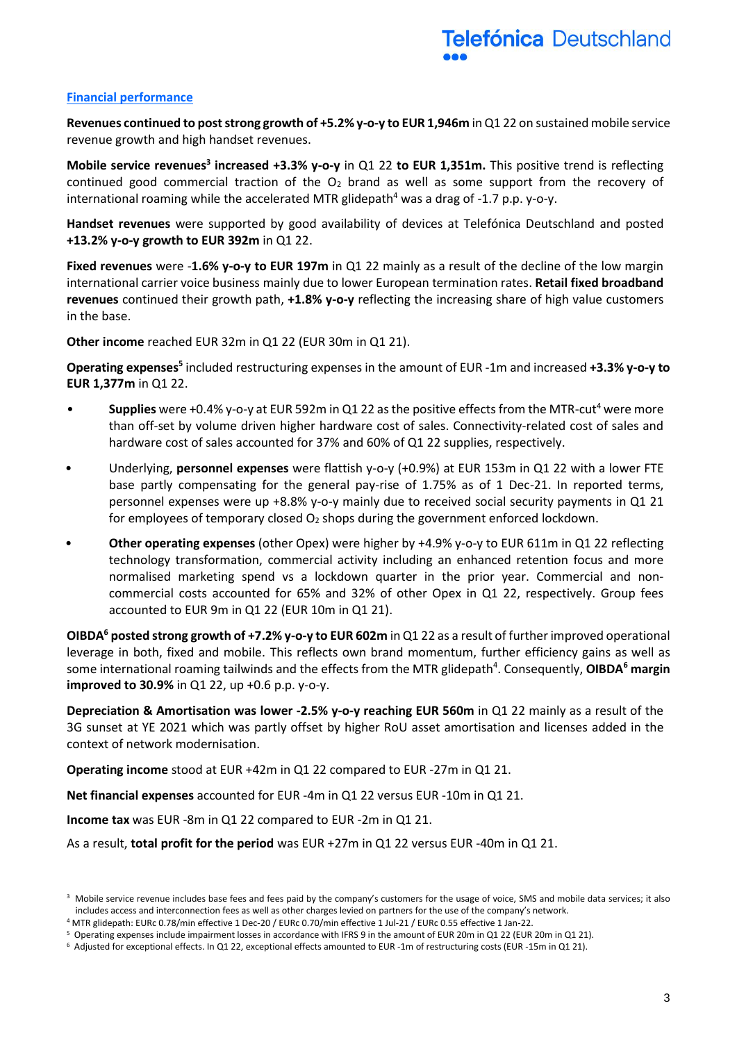## Financial performance

**Revenues continued to post strong growth of +5.2% y-o-y to EUR 1,946m** in Q1 22 on sustained mobile service revenue growth and high handset revenues.

**Mobile service revenues[3] increased +3.3% y-o-y** in Q1 22 **to EUR 1,351m.** This positive trend is reflecting continued good commercial traction of the $O_2$ brand as well as some support from the recovery of international roaming while the accelerated MTR glidepath[4] was a drag of -1.7 p.p. y-o-y.

**Handset revenues** were supported by good availability of devices at Telefónica Deutschland and posted **+13.2% y-o-y growth to EUR 392m** in Q1 22.

**Fixed revenues** were **-1.6% y-o-y to EUR 197m** in Q1 22 mainly as a result of the decline of the low margin international carrier voice business mainly due to lower European termination rates. **Retail fixed broadband revenues** continued their growth path, **+1.8% y-o-y** reflecting the increasing share of high value customers in the base.

**Other income** reached EUR 32m in Q1 22 (EUR 30m in Q1 21).

**Operating expenses[5]** included restructuring expenses in the amount of EUR -1m and increased **+3.3% y-o-y to EUR 1,377m** in Q1 22.

- **Supplies** were +0.4% y-o-y at EUR 592m in Q1 22 as the positive effects from the MTR-cut[4] were more than off-set by volume driven higher hardware cost of sales. Connectivity-related cost of sales and hardware cost of sales accounted for 37% and 60% of Q1 22 supplies, respectively.
- Underlying, **personnel expenses** were flattish y-o-y (+0.9%) at EUR 153m in Q1 22 with a lower FTE base partly compensating for the general pay-rise of 1.75% as of 1 Dec-21. In reported terms, personnel expenses were up +8.8% y-o-y mainly due to received social security payments in Q1 21 for employees of temporary closed $O_2$ shops during the government enforced lockdown.
- **Other operating expenses** (other Opex) were higher by +4.9% y-o-y to EUR 611m in Q1 22 reflecting technology transformation, commercial activity including an enhanced retention focus and more normalised marketing spend vs a lockdown quarter in the prior year. Commercial and non-commercial costs accounted for 65% and 32% of other Opex in Q1 22, respectively. Group fees accounted to EUR 9m in Q1 22 (EUR 10m in Q1 21).

**OIBDA[6] posted strong growth of +7.2% y-o-y to EUR 602m** in Q1 22 as a result of further improved operational leverage in both, fixed and mobile. This reflects own brand momentum, further efficiency gains as well as some international roaming tailwinds and the effects from the MTR glidepath[4]. Consequently, **OIBDA[6] margin improved to 30.9%** in Q1 22, up +0.6 p.p. y-o-y.

**Depreciation & Amortisation was lower -2.5% y-o-y reaching EUR 560m** in Q1 22 mainly as a result of the 3G sunset at YE 2021 which was partly offset by higher RoU asset amortisation and licenses added in the context of network modernisation.

**Operating income** stood at EUR +42m in Q1 22 compared to EUR -27m in Q1 21.

**Net financial expenses** accounted for EUR -4m in Q1 22 versus EUR -10m in Q1 21.

**Income tax** was EUR -8m in Q1 22 compared to EUR -2m in Q1 21.

As a result, **total profit for the period** was EUR +27m in Q1 22 versus EUR -40m in Q1 21.

---

[3] Mobile service revenue includes base fees and fees paid by the company's customers for the usage of voice, SMS and mobile data services; it also includes access and interconnection fees as well as other charges levied on partners for the use of the company's network.

[4] MTR glidepath: EURc 0.78/min effective 1 Dec-20 / EURc 0.70/min effective 1 Jul-21 / EURc 0.55 effective 1 Jan-22.

[5] Operating expenses include impairment losses in accordance with IFRS 9 in the amount of EUR 20m in Q1 22 (EUR 20m in Q1 21).

[6] Adjusted for exceptional effects. In Q1 22, exceptional effects amounted to EUR -1m of restructuring costs (EUR -15m in Q1 21).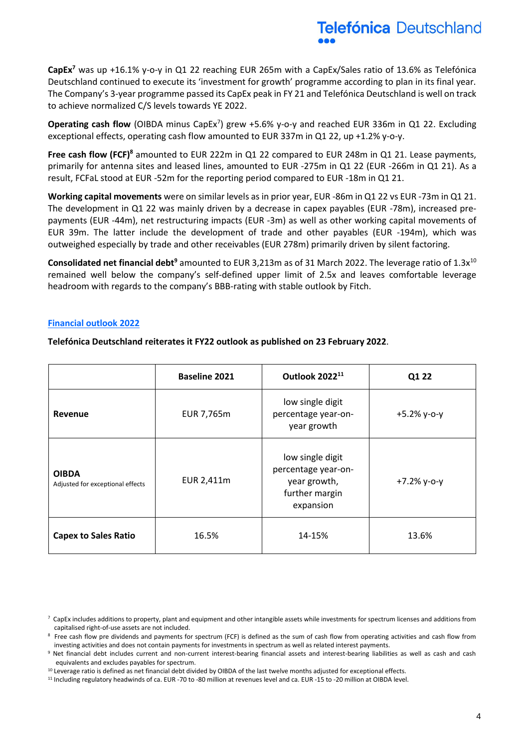**CapEx**[7] was up +16.1% y-o-y in Q1 22 reaching EUR 265m with a CapEx/Sales ratio of 13.6% as Telefónica Deutschland continued to execute its 'investment for growth' programme according to plan in its final year. The Company's 3-year programme passed its CapEx peak in FY 21 and Telefónica Deutschland is well on track to achieve normalized C/S levels towards YE 2022.

**Operating cash flow** (OIBDA minus CapEx[7]) grew +5.6% y-o-y and reached EUR 336m in Q1 22. Excluding exceptional effects, operating cash flow amounted to EUR 337m in Q1 22, up +1.2% y-o-y.

**Free cash flow (FCF)**[8] amounted to EUR 222m in Q1 22 compared to EUR 248m in Q1 21. Lease payments, primarily for antenna sites and leased lines, amounted to EUR -275m in Q1 22 (EUR -266m in Q1 21). As a result, FCFaL stood at EUR -52m for the reporting period compared to EUR -18m in Q1 21.

**Working capital movements** were on similar levels as in prior year, EUR -86m in Q1 22 vs EUR -73m in Q1 21. The development in Q1 22 was mainly driven by a decrease in capex payables (EUR -78m), increased pre-payments (EUR -44m), net restructuring impacts (EUR -3m) as well as other working capital movements of EUR 39m. The latter include the development of trade and other payables (EUR -194m), which was outweighed especially by trade and other receivables (EUR 278m) primarily driven by silent factoring.

**Consolidated net financial debt**[9] amounted to EUR 3,213m as of 31 March 2022. The leverage ratio of 1.3x[10] remained well below the company's self-defined upper limit of 2.5x and leaves comfortable leverage headroom with regards to the company's BBB-rating with stable outlook by Fitch.

## Financial outlook 2022

**Telefónica Deutschland reiterates it FY22 outlook as published on 23 February 2022**.

| | Baseline 2021 | Outlook 2022[11] | Q1 22 |
|---|---|---|---|
| **Revenue** | EUR 7,765m | low single digit percentage year-on-year growth | +5.2% y-o-y |
| **OIBDA** Adjusted for exceptional effects | EUR 2,411m | low single digit percentage year-on-year growth, further margin expansion | +7.2% y-o-y |
| **Capex to Sales Ratio** | 16.5% | 14-15% | 13.6% |

[7] CapEx includes additions to property, plant and equipment and other intangible assets while investments for spectrum licenses and additions from capitalised right-of-use assets are not included.

[8] Free cash flow pre dividends and payments for spectrum (FCF) is defined as the sum of cash flow from operating activities and cash flow from investing activities and does not contain payments for investments in spectrum as well as related interest payments.

[9] Net financial debt includes current and non-current interest-bearing financial assets and interest-bearing liabilities as well as cash and cash equivalents and excludes payables for spectrum.

[10] Leverage ratio is defined as net financial debt divided by OIBDA of the last twelve months adjusted for exceptional effects.

[11] Including regulatory headwinds of ca. EUR -70 to -80 million at revenues level and ca. EUR -15 to -20 million at OIBDA level.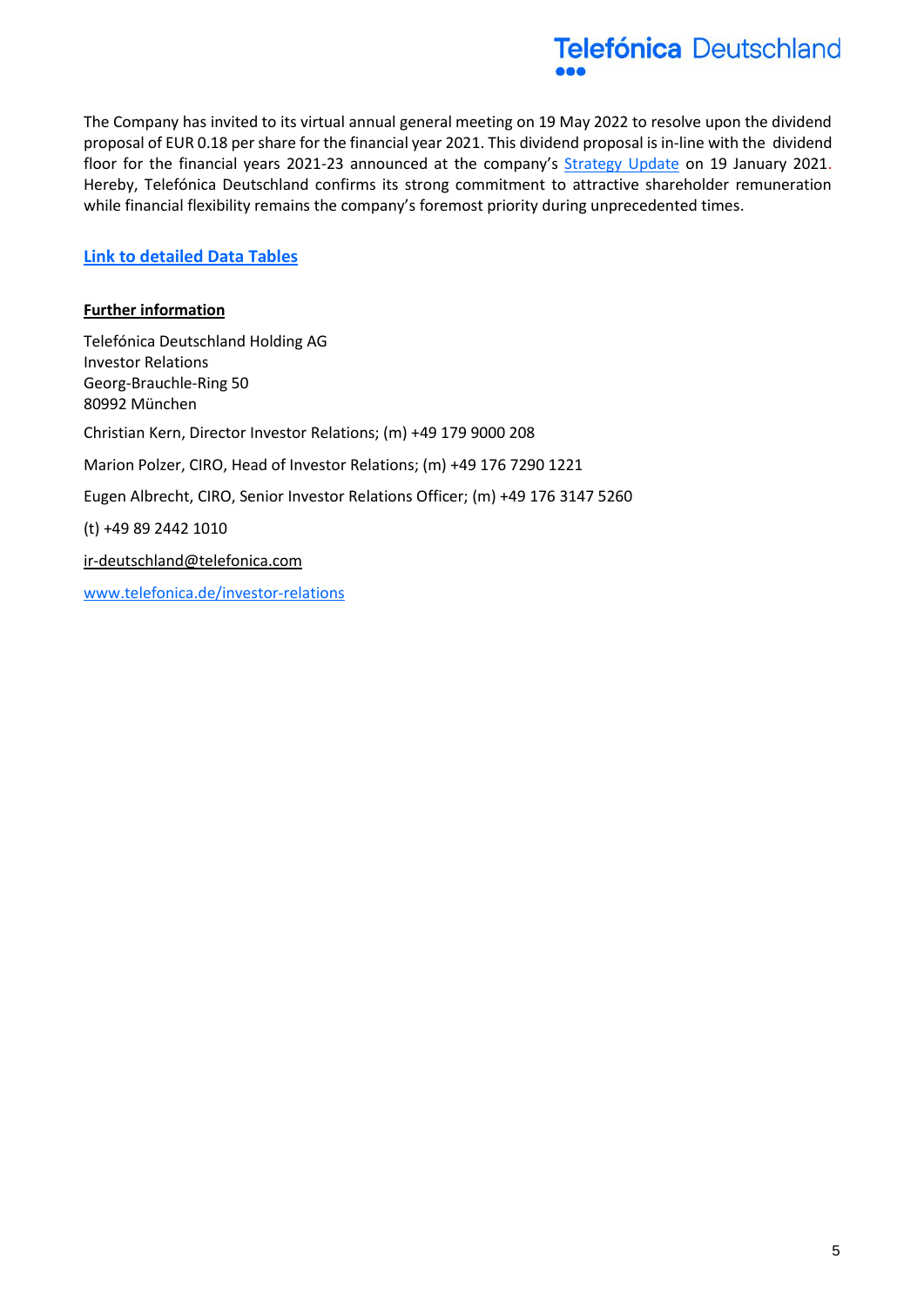The Company has invited to its virtual annual general meeting on 19 May 2022 to resolve upon the dividend proposal of EUR 0.18 per share for the financial year 2021. This dividend proposal is in-line with the dividend floor for the financial years 2021-23 announced at the company's Strategy Update on 19 January 2021. Hereby, Telefónica Deutschland confirms its strong commitment to attractive shareholder remuneration while financial flexibility remains the company's foremost priority during unprecedented times.

**Link to detailed Data Tables**

**Further information**

Telefónica Deutschland Holding AG
Investor Relations
Georg-Brauchle-Ring 50
80992 München

Christian Kern, Director Investor Relations; (m) +49 179 9000 208

Marion Polzer, CIRO, Head of Investor Relations; (m) +49 176 7290 1221

Eugen Albrecht, CIRO, Senior Investor Relations Officer; (m) +49 176 3147 5260

(t) +49 89 2442 1010

ir-deutschland@telefonica.com

www.telefonica.de/investor-relations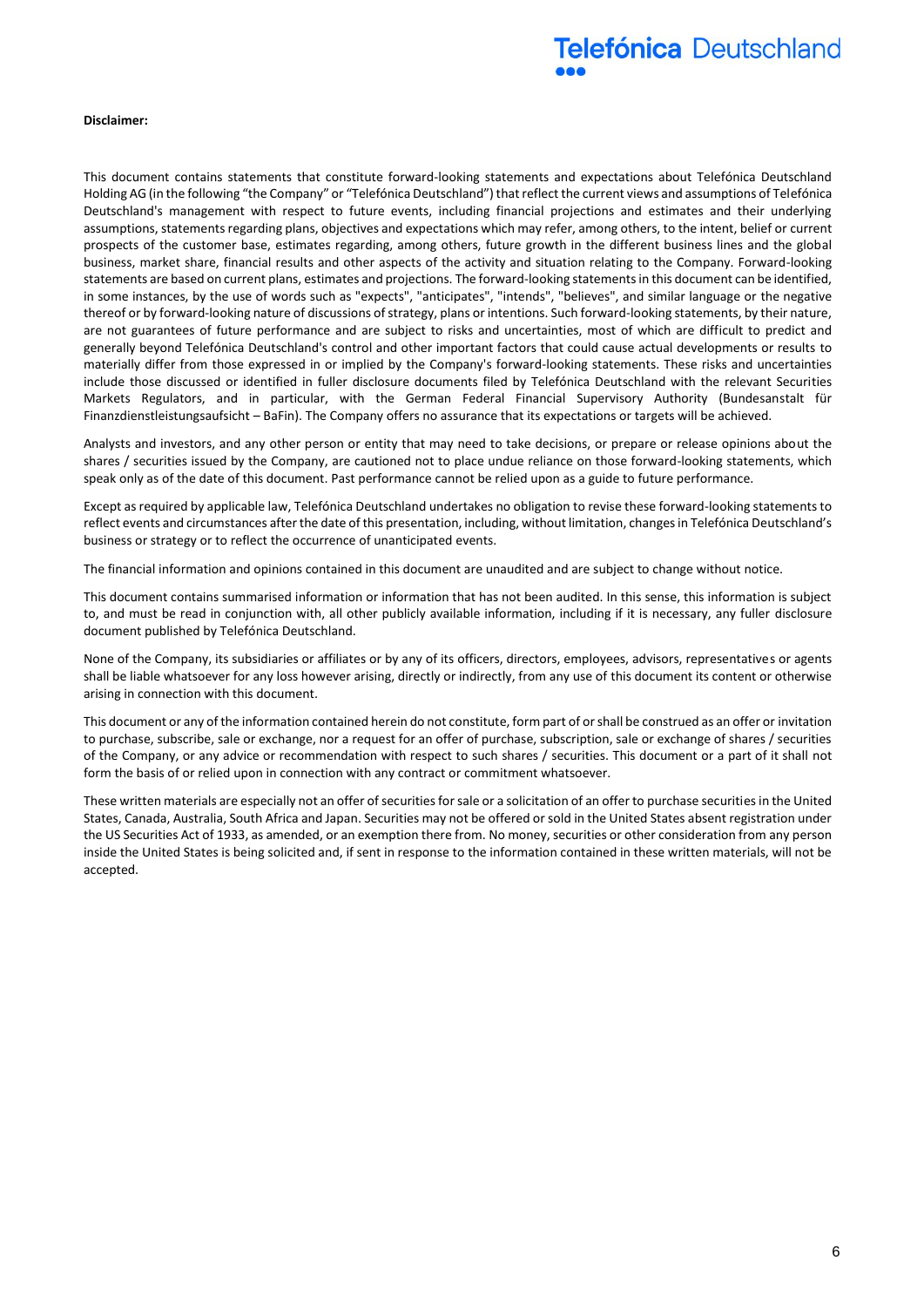**Disclaimer:**

This document contains statements that constitute forward-looking statements and expectations about Telefónica Deutschland Holding AG (in the following "the Company" or "Telefónica Deutschland") that reflect the current views and assumptions of Telefónica Deutschland's management with respect to future events, including financial projections and estimates and their underlying assumptions, statements regarding plans, objectives and expectations which may refer, among others, to the intent, belief or current prospects of the customer base, estimates regarding, among others, future growth in the different business lines and the global business, market share, financial results and other aspects of the activity and situation relating to the Company. Forward-looking statements are based on current plans, estimates and projections. The forward-looking statements in this document can be identified, in some instances, by the use of words such as "expects", "anticipates", "intends", "believes", and similar language or the negative thereof or by forward-looking nature of discussions of strategy, plans or intentions. Such forward-looking statements, by their nature, are not guarantees of future performance and are subject to risks and uncertainties, most of which are difficult to predict and generally beyond Telefónica Deutschland's control and other important factors that could cause actual developments or results to materially differ from those expressed in or implied by the Company's forward-looking statements. These risks and uncertainties include those discussed or identified in fuller disclosure documents filed by Telefónica Deutschland with the relevant Securities Markets Regulators, and in particular, with the German Federal Financial Supervisory Authority (Bundesanstalt für Finanzdienstleistungsaufsicht – BaFin). The Company offers no assurance that its expectations or targets will be achieved.

Analysts and investors, and any other person or entity that may need to take decisions, or prepare or release opinions about the shares / securities issued by the Company, are cautioned not to place undue reliance on those forward-looking statements, which speak only as of the date of this document. Past performance cannot be relied upon as a guide to future performance.

Except as required by applicable law, Telefónica Deutschland undertakes no obligation to revise these forward-looking statements to reflect events and circumstances after the date of this presentation, including, without limitation, changes in Telefónica Deutschland's business or strategy or to reflect the occurrence of unanticipated events.

The financial information and opinions contained in this document are unaudited and are subject to change without notice.

This document contains summarised information or information that has not been audited. In this sense, this information is subject to, and must be read in conjunction with, all other publicly available information, including if it is necessary, any fuller disclosure document published by Telefónica Deutschland.

None of the Company, its subsidiaries or affiliates or by any of its officers, directors, employees, advisors, representatives or agents shall be liable whatsoever for any loss however arising, directly or indirectly, from any use of this document its content or otherwise arising in connection with this document.

This document or any of the information contained herein do not constitute, form part of or shall be construed as an offer or invitation to purchase, subscribe, sale or exchange, nor a request for an offer of purchase, subscription, sale or exchange of shares / securities of the Company, or any advice or recommendation with respect to such shares / securities. This document or a part of it shall not form the basis of or relied upon in connection with any contract or commitment whatsoever.

These written materials are especially not an offer of securities for sale or a solicitation of an offer to purchase securities in the United States, Canada, Australia, South Africa and Japan. Securities may not be offered or sold in the United States absent registration under the US Securities Act of 1933, as amended, or an exemption there from. No money, securities or other consideration from any person inside the United States is being solicited and, if sent in response to the information contained in these written materials, will not be accepted.